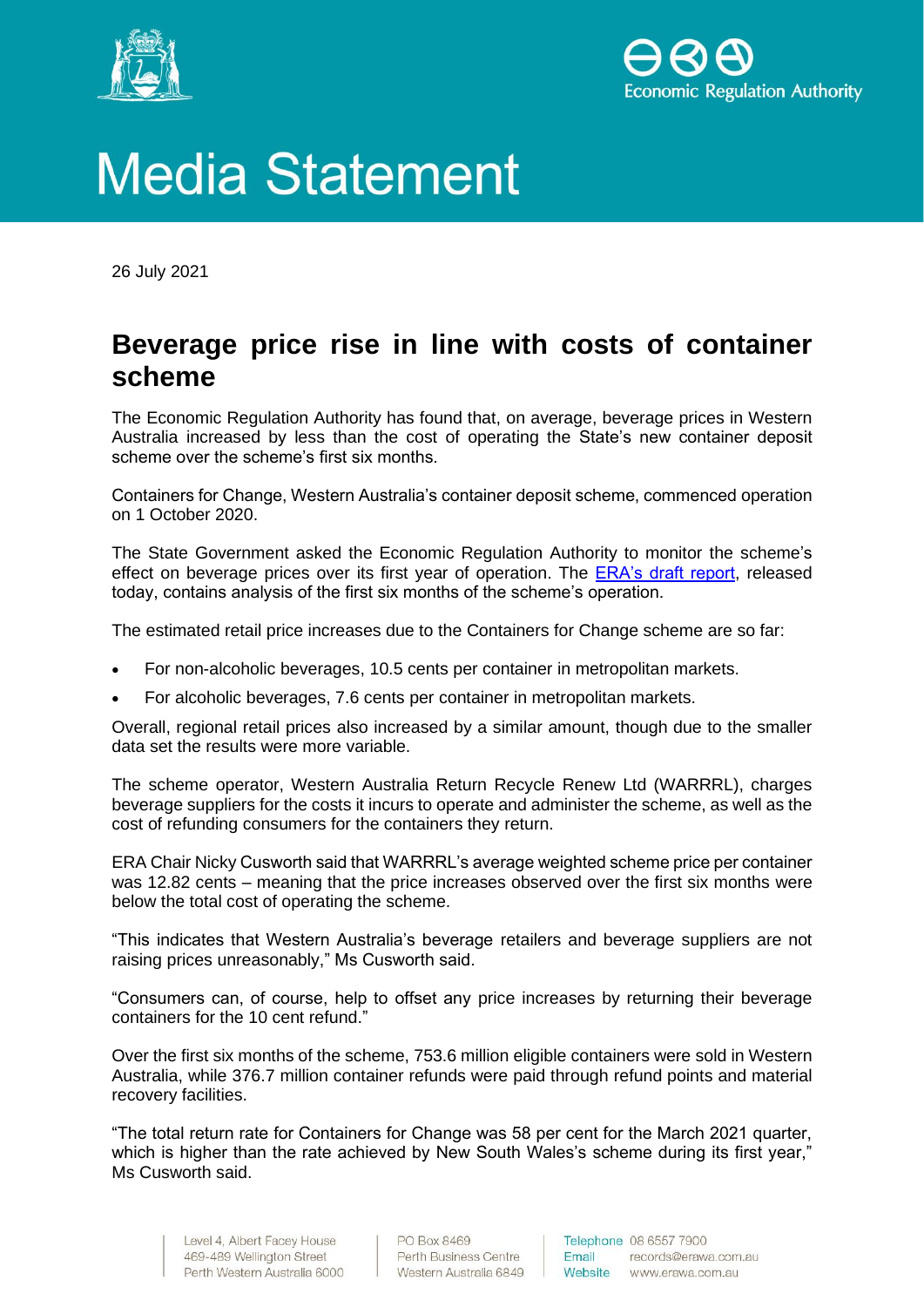# Media Statement

26 July 2021

## Beverage price rise in line with costs of container scheme

The Economic Regulation Authority has found that, on average, beverage prices in Western Australia increased by less than the cost of operating the State's new container deposit scheme over the scheme's first six months.

Containers for Change, Western Australia's container deposit scheme, commenced operation on 1 October 2020.

The State Government asked the Economic Regulation Authority to monitor the scheme's effect on beverage prices over its first year of operation. The ERA's draft report, released today, contains analysis of the first six months of the scheme's operation.

The estimated retail price increases due to the Containers for Change scheme are so far:

- For non-alcoholic beverages, 10.5 cents per container in metropolitan markets.
- For alcoholic beverages, 7.6 cents per container in metropolitan markets.

Overall, regional retail prices also increased by a similar amount, though due to the smaller data set the results were more variable.

The scheme operator, Western Australia Return Recycle Renew Ltd (WARRRL), charges beverage suppliers for the costs it incurs to operate and administer the scheme, as well as the cost of refunding consumers for the containers they return.

ERA Chair Nicky Cusworth said that WARRRL's average weighted scheme price per container was 12.82 cents – meaning that the price increases observed over the first six months were below the total cost of operating the scheme.

"This indicates that Western Australia's beverage retailers and beverage suppliers are not raising prices unreasonably," Ms Cusworth said.

"Consumers can, of course, help to offset any price increases by returning their beverage containers for the 10 cent refund."

Over the first six months of the scheme, 753.6 million eligible containers were sold in Western Australia, while 376.7 million container refunds were paid through refund points and material recovery facilities.

"The total return rate for Containers for Change was 58 per cent for the March 2021 quarter, which is higher than the rate achieved by New South Wales's scheme during its first year," Ms Cusworth said.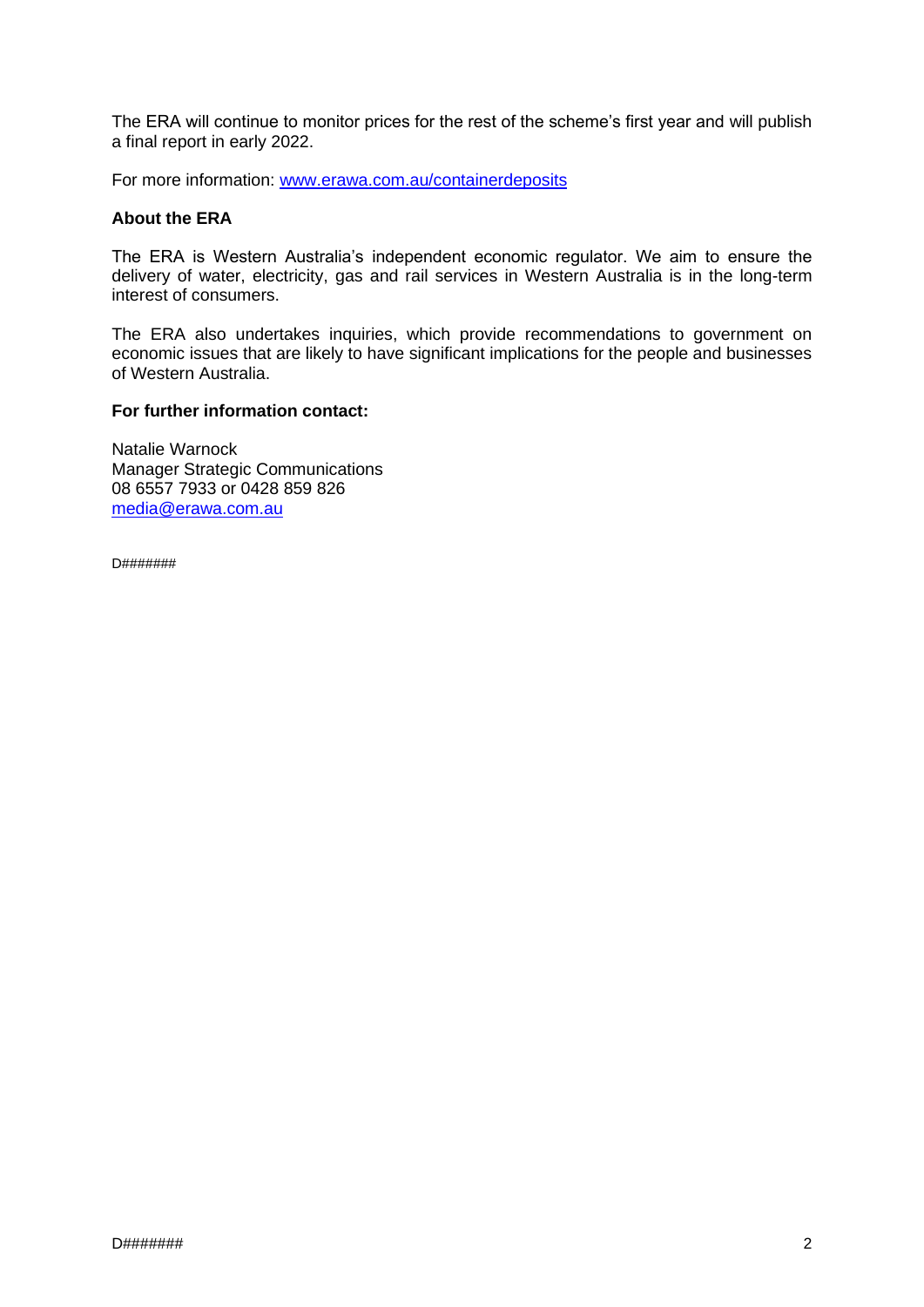The ERA will continue to monitor prices for the rest of the scheme's first year and will publish a final report in early 2022.

For more information: [www.erawa.com.au/containerdeposits](www.erawa.com.au/containerdeposits)

**About the ERA**

The ERA is Western Australia's independent economic regulator. We aim to ensure the delivery of water, electricity, gas and rail services in Western Australia is in the long-term interest of consumers.

The ERA also undertakes inquiries, which provide recommendations to government on economic issues that are likely to have significant implications for the people and businesses of Western Australia.

**For further information contact:**

Natalie Warnock
Manager Strategic Communications
08 6557 7933 or 0428 859 826
[media@erawa.com.au](mailto:media@erawa.com.au)

D#######